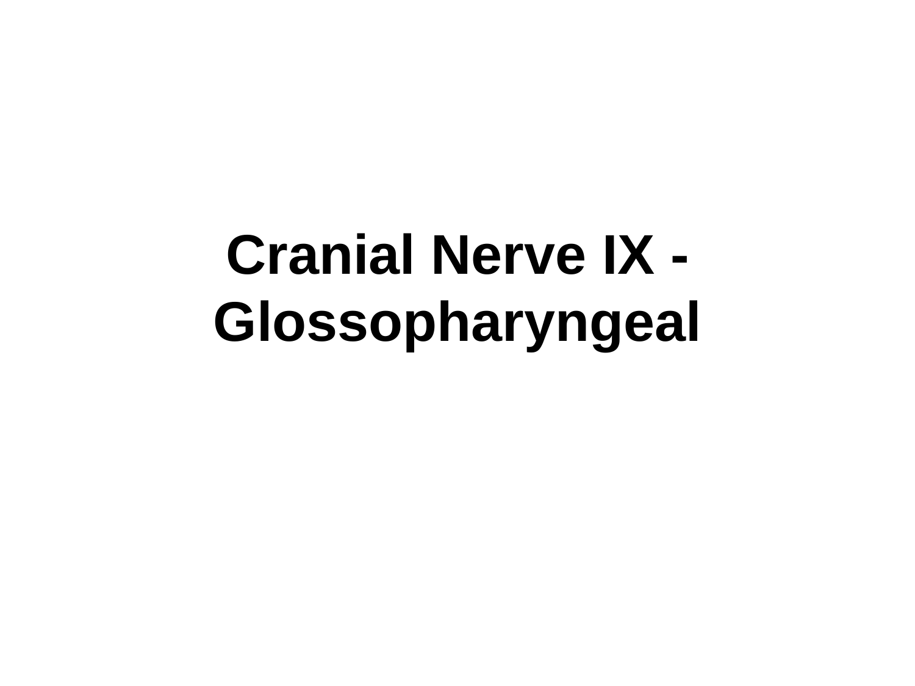# Cranial Nerve IX - Glossopharyngeal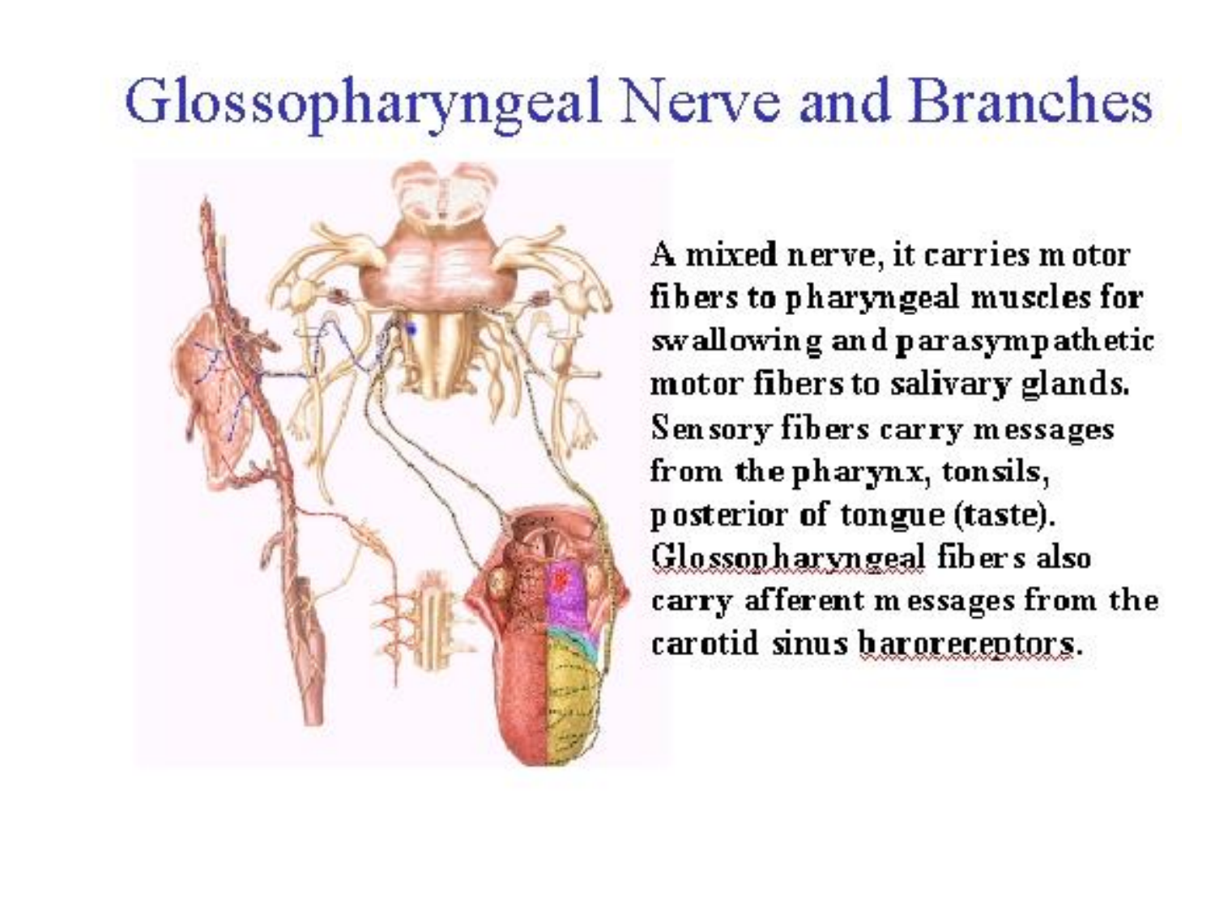# Glossopharyngeal Nerve and Branches

A mixed nerve, it carries motor fibers to pharyngeal muscles for swallowing and parasympathetic motor fibers to salivary glands. Sensory fibers carry messages from the pharynx, tonsils, posterior of tongue (taste). Glossopharyngeal fibers also carry afferent messages from the carotid sinus baroreceptors.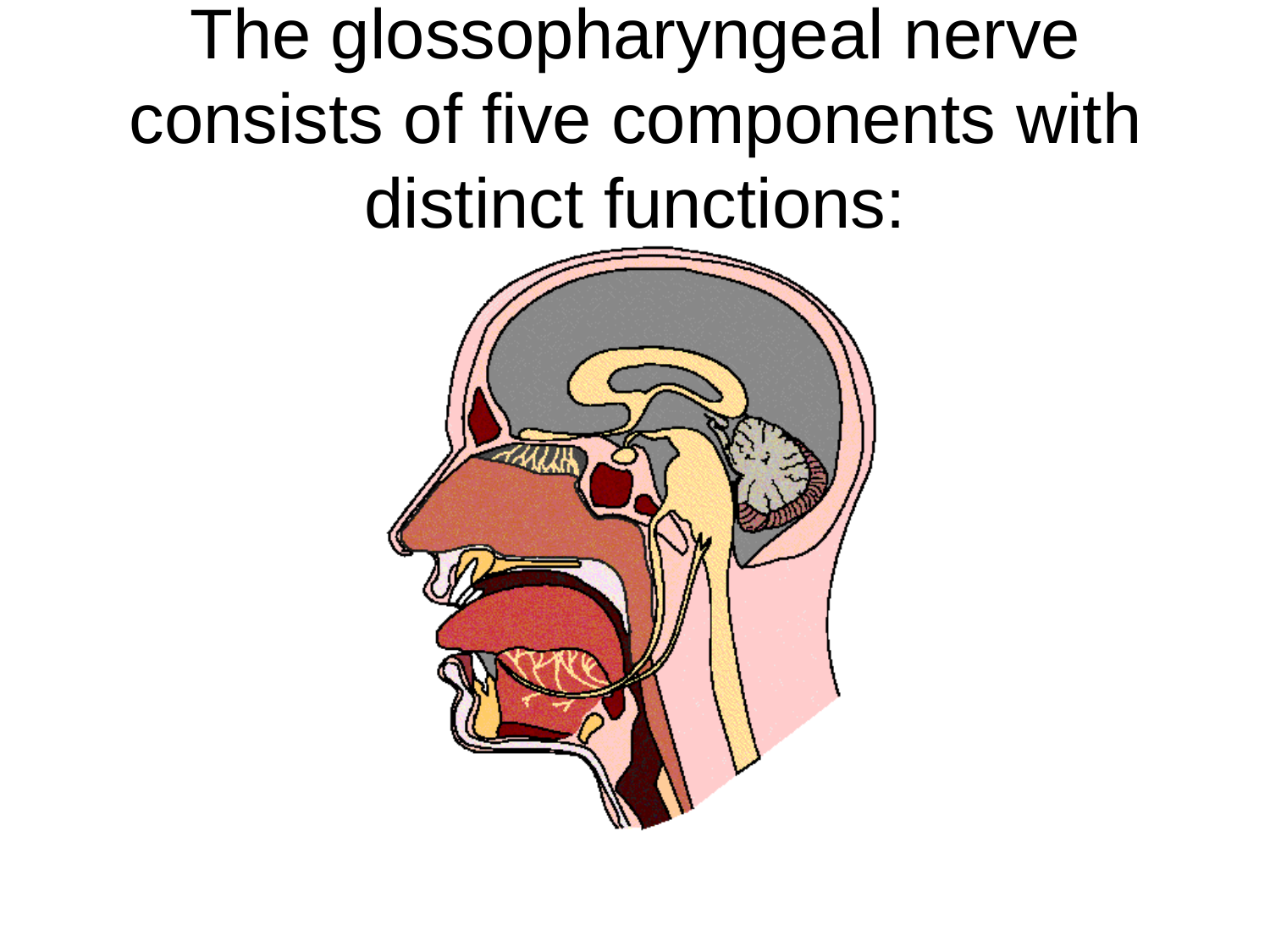# The glossopharyngeal nerve consists of five components with distinct functions: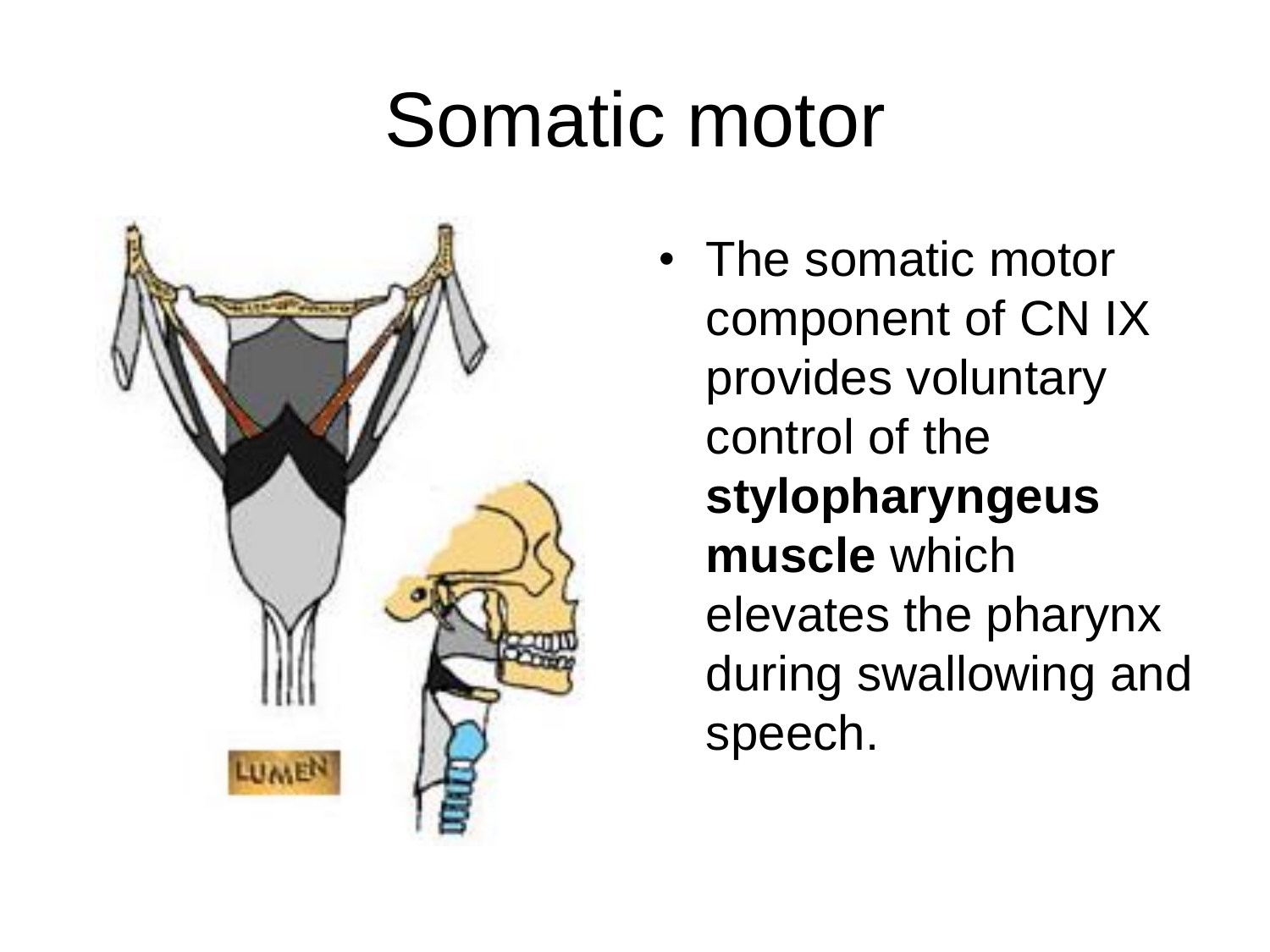# Somatic motor

- The somatic motor component of CN IX provides voluntary control of the **stylopharyngeus muscle** which elevates the pharynx during swallowing and speech.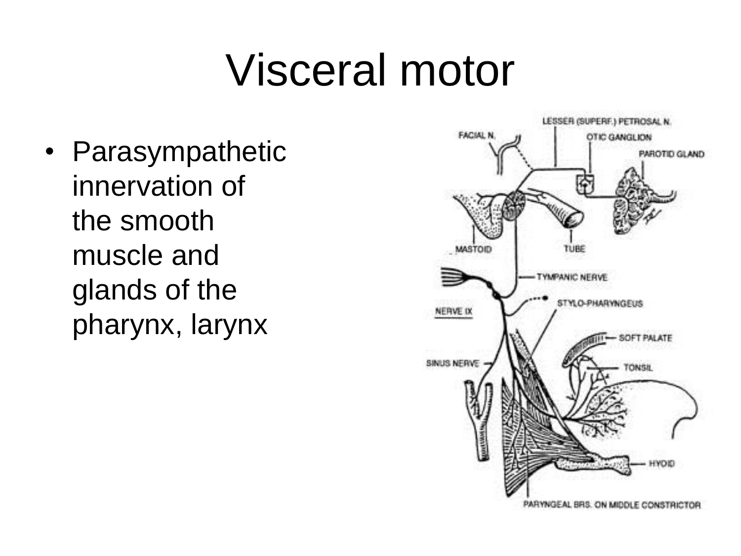# Visceral motor

- Parasympathetic innervation of the smooth muscle and glands of the pharynx, larynx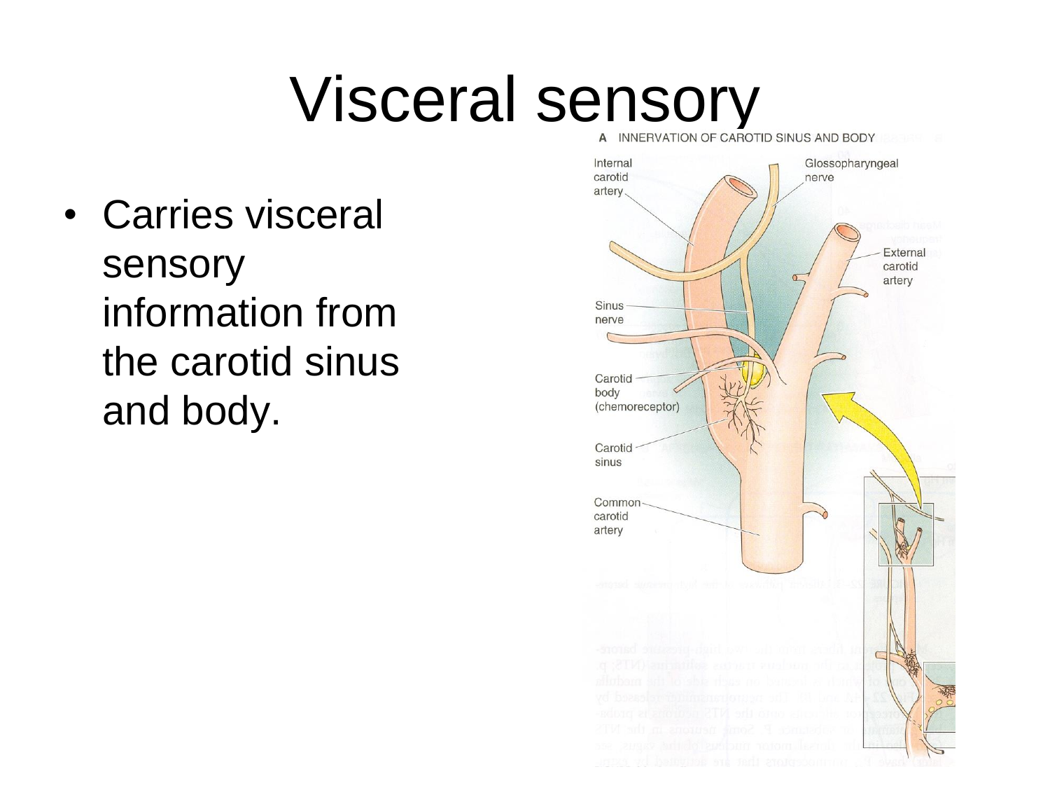# Visceral sensory

- Carries visceral sensory information from the carotid sinus and body.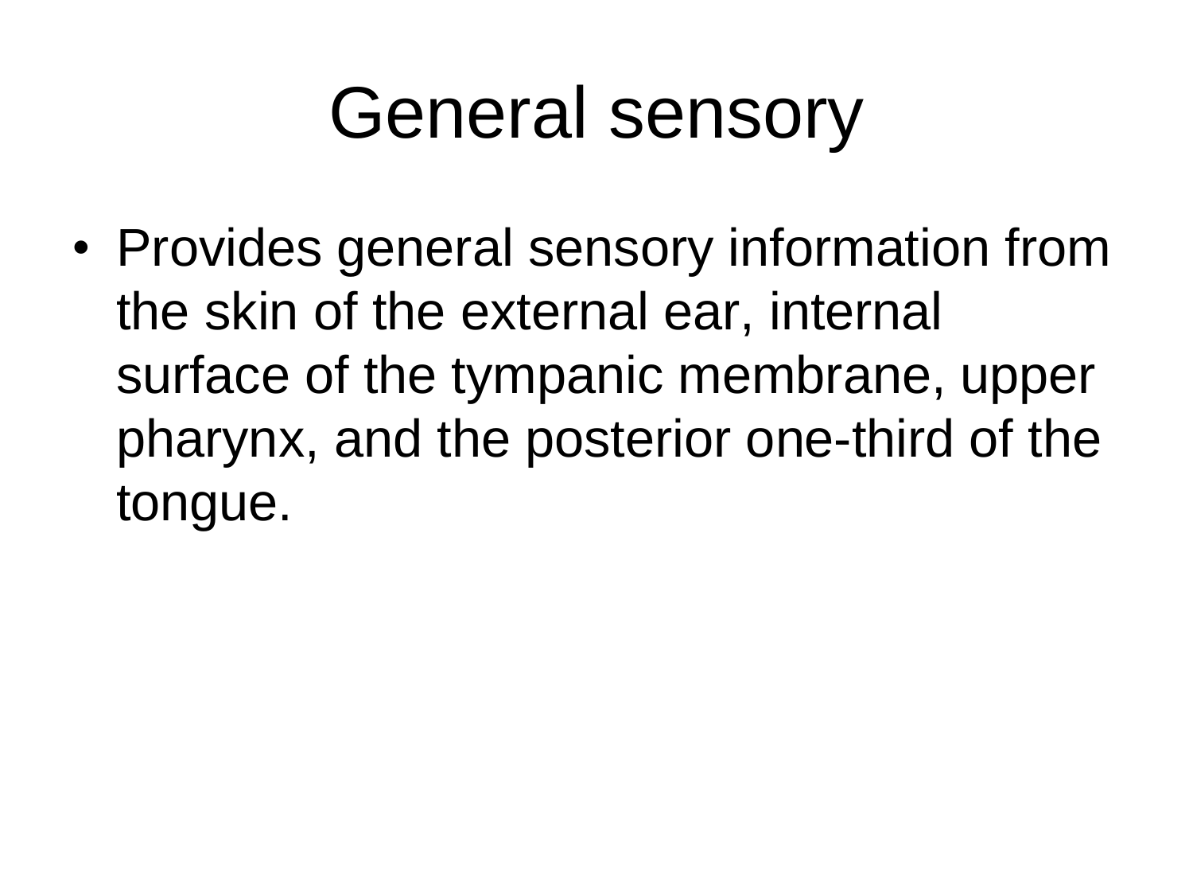# General sensory

- Provides general sensory information from the skin of the external ear, internal surface of the tympanic membrane, upper pharynx, and the posterior one-third of the tongue.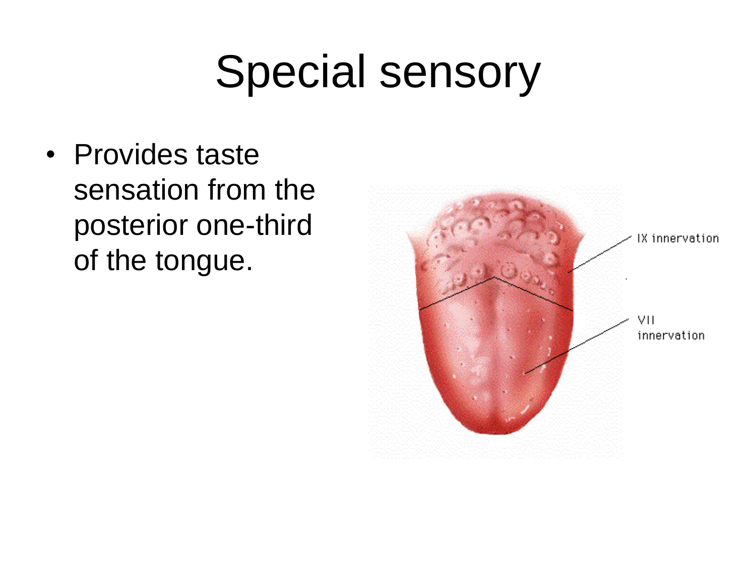# Special sensory

- Provides taste sensation from the posterior one-third of the tongue.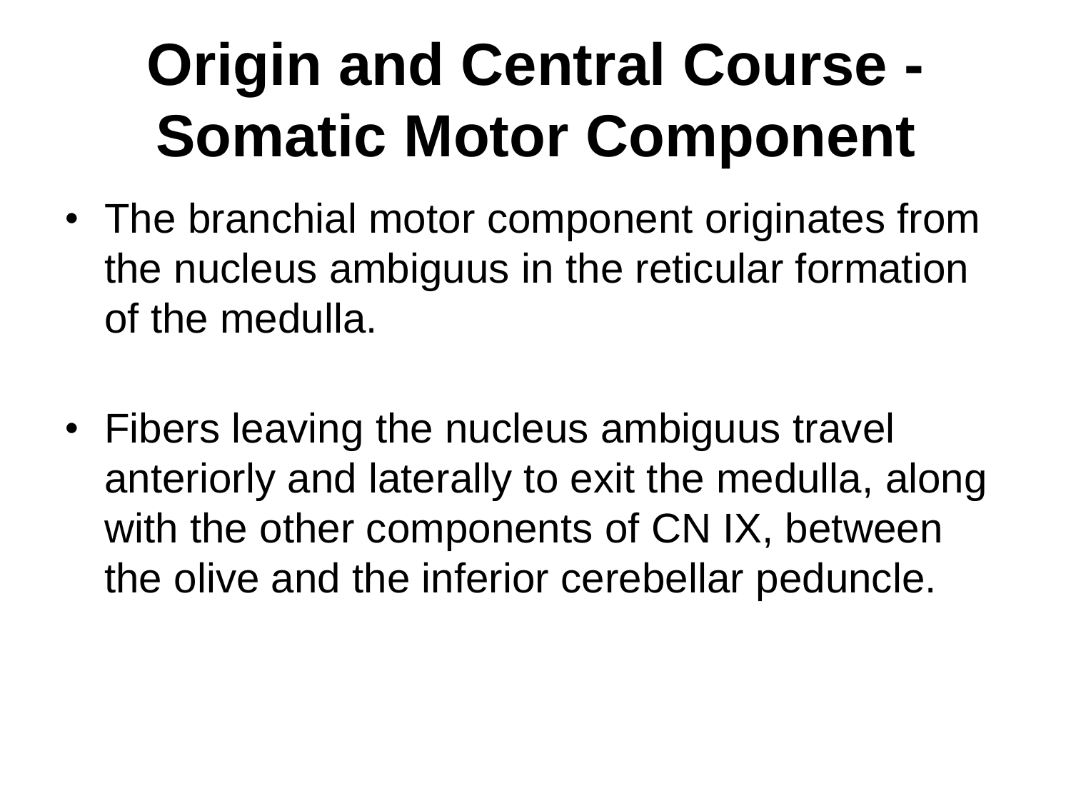# Origin and Central Course - Somatic Motor Component

- The branchial motor component originates from the nucleus ambiguus in the reticular formation of the medulla.

- Fibers leaving the nucleus ambiguus travel anteriorly and laterally to exit the medulla, along with the other components of CN IX, between the olive and the inferior cerebellar peduncle.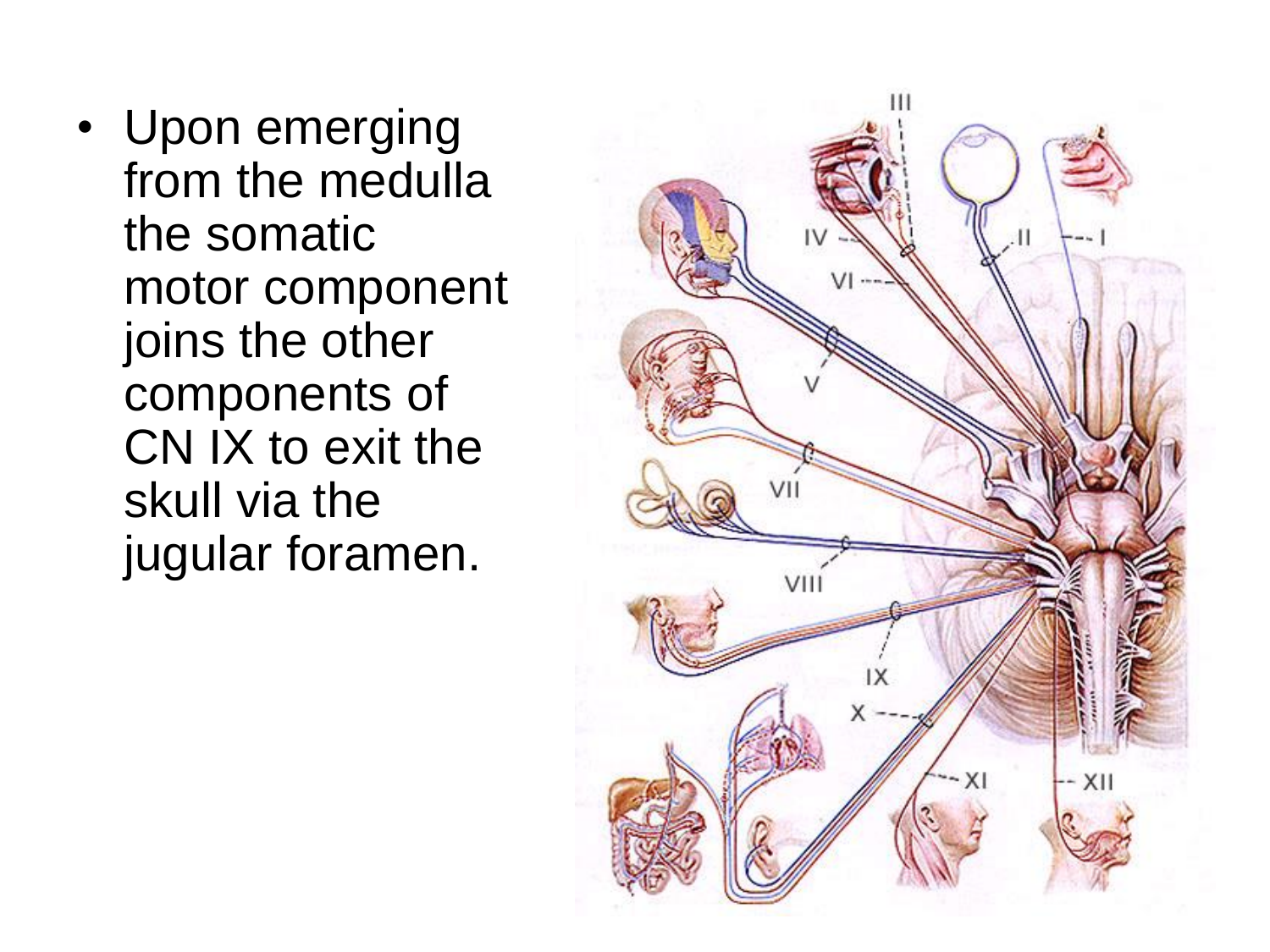- Upon emerging from the medulla the somatic motor component joins the other components of CN IX to exit the skull via the jugular foramen.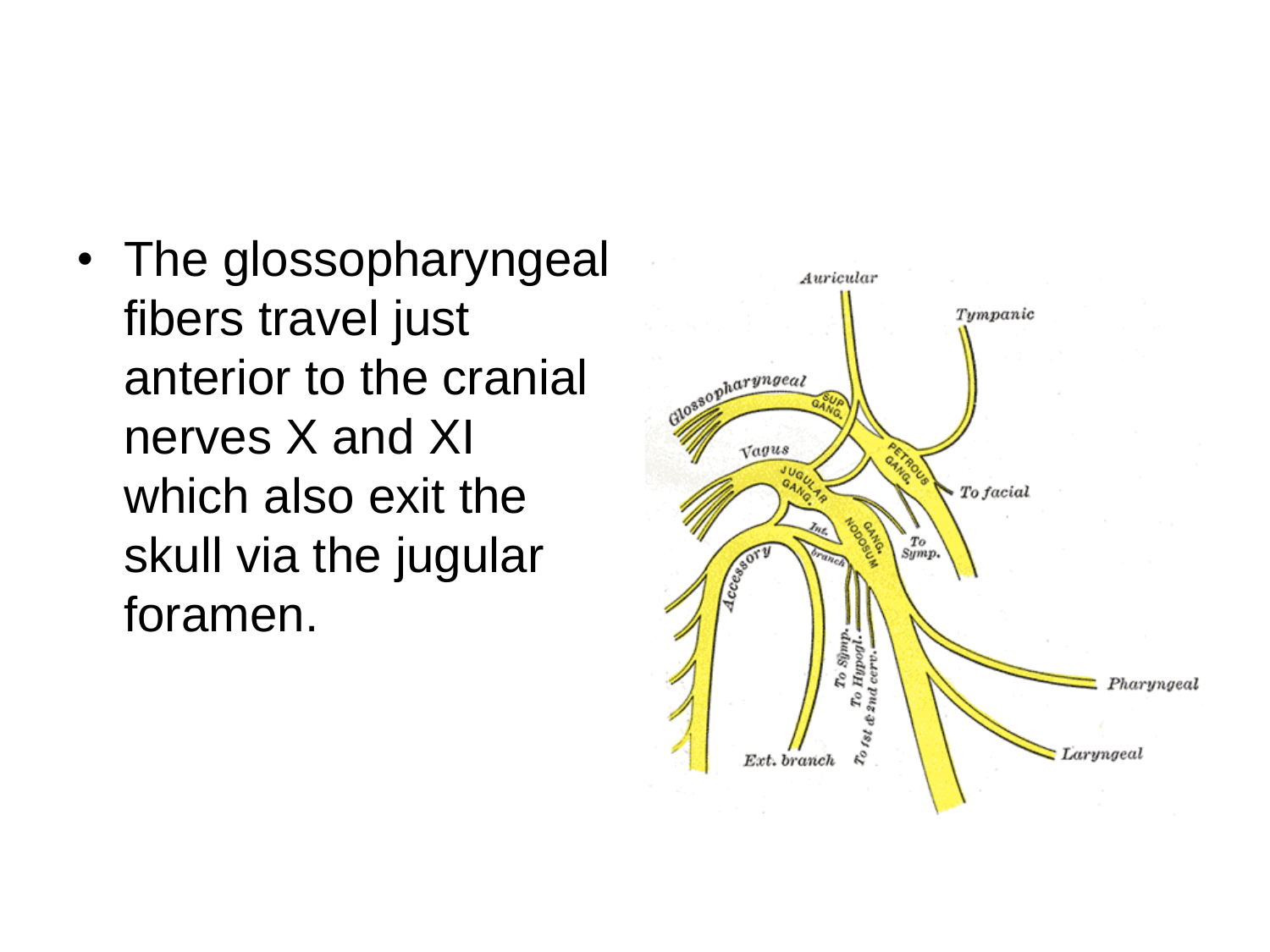- The glossopharyngeal fibers travel just anterior to the cranial nerves X and XI which also exit the skull via the jugular foramen.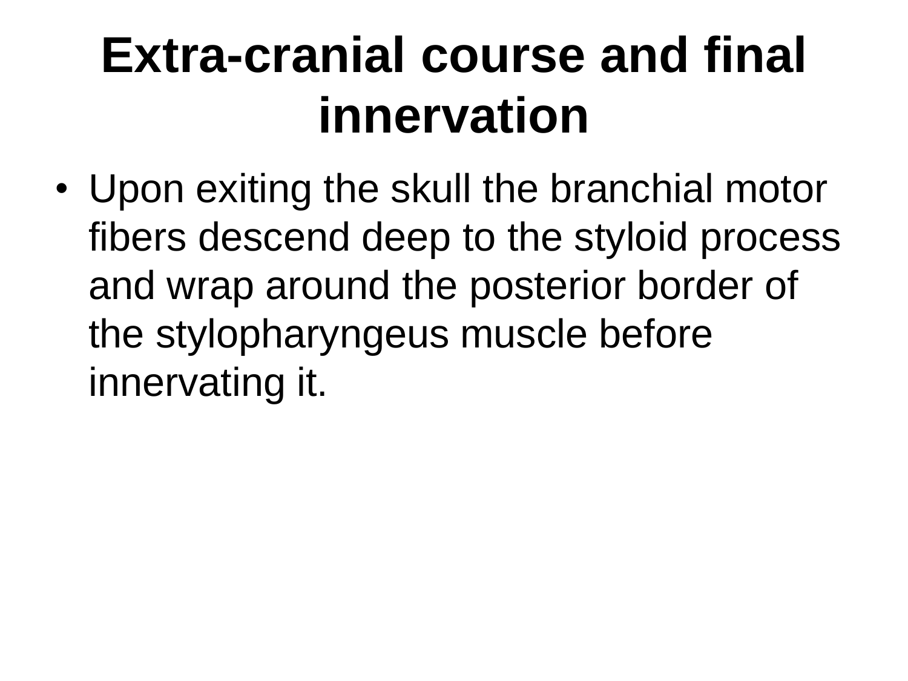# Extra-cranial course and final innervation

- Upon exiting the skull the branchial motor fibers descend deep to the styloid process and wrap around the posterior border of the stylopharyngeus muscle before innervating it.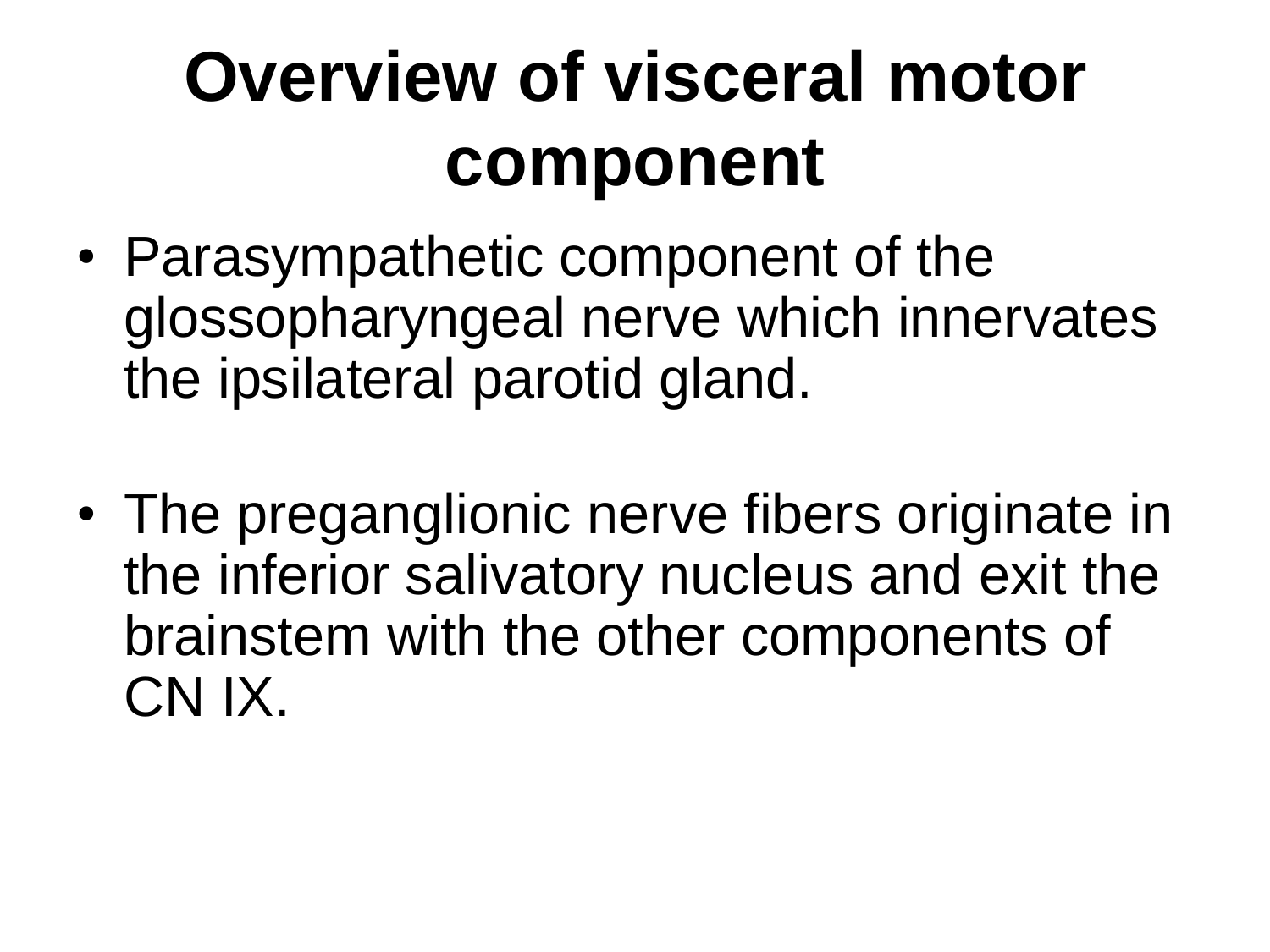# Overview of visceral motor component

- Parasympathetic component of the glossopharyngeal nerve which innervates the ipsilateral parotid gland.

- The preganglionic nerve fibers originate in the inferior salivatory nucleus and exit the brainstem with the other components of CN IX.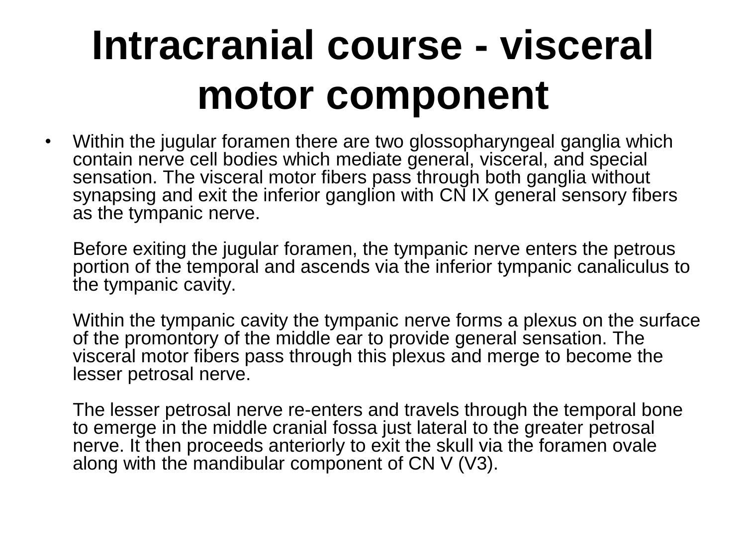# Intracranial course - visceral motor component

- Within the jugular foramen there are two glossopharyngeal ganglia which contain nerve cell bodies which mediate general, visceral, and special sensation. The visceral motor fibers pass through both ganglia without synapsing and exit the inferior ganglion with CN IX general sensory fibers as the tympanic nerve.

  Before exiting the jugular foramen, the tympanic nerve enters the petrous portion of the temporal and ascends via the inferior tympanic canaliculus to the tympanic cavity.

  Within the tympanic cavity the tympanic nerve forms a plexus on the surface of the promontory of the middle ear to provide general sensation. The visceral motor fibers pass through this plexus and merge to become the lesser petrosal nerve.

  The lesser petrosal nerve re-enters and travels through the temporal bone to emerge in the middle cranial fossa just lateral to the greater petrosal nerve. It then proceeds anteriorly to exit the skull via the foramen ovale along with the mandibular component of CN V (V3).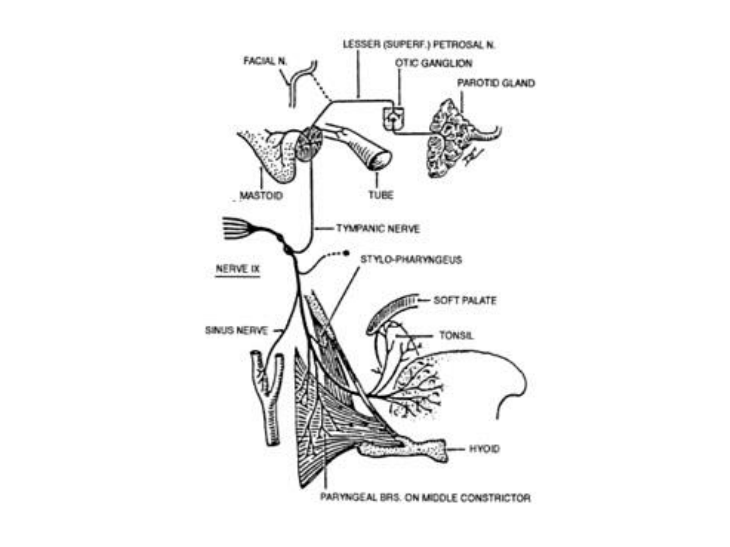LESSER (SUPERF.) PETROSAL N.

FACIAL N.

OTIC GANGLION

PAROTID GLAND

MASTOID

TUBE

TYMPANIC NERVE

NERVE IX

STYLO-PHARYNGEUS

SOFT PALATE

SINUS NERVE

TONSIL

HYOID

PARYNGEAL BRS. ON MIDDLE CONSTRICTOR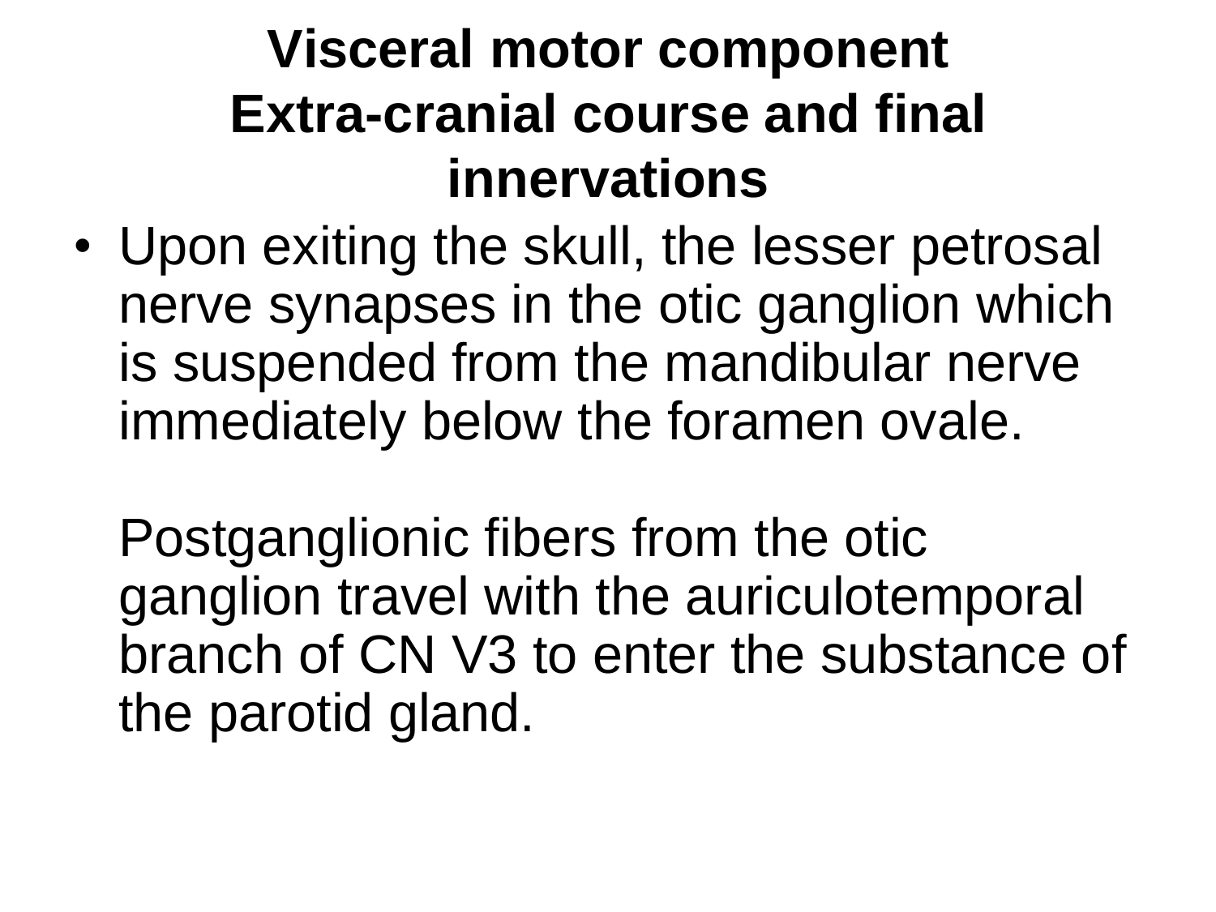# Visceral motor component
# Extra-cranial course and final innervations

- Upon exiting the skull, the lesser petrosal nerve synapses in the otic ganglion which is suspended from the mandibular nerve immediately below the foramen ovale.

  Postganglionic fibers from the otic ganglion travel with the auriculotemporal branch of CN V3 to enter the substance of the parotid gland.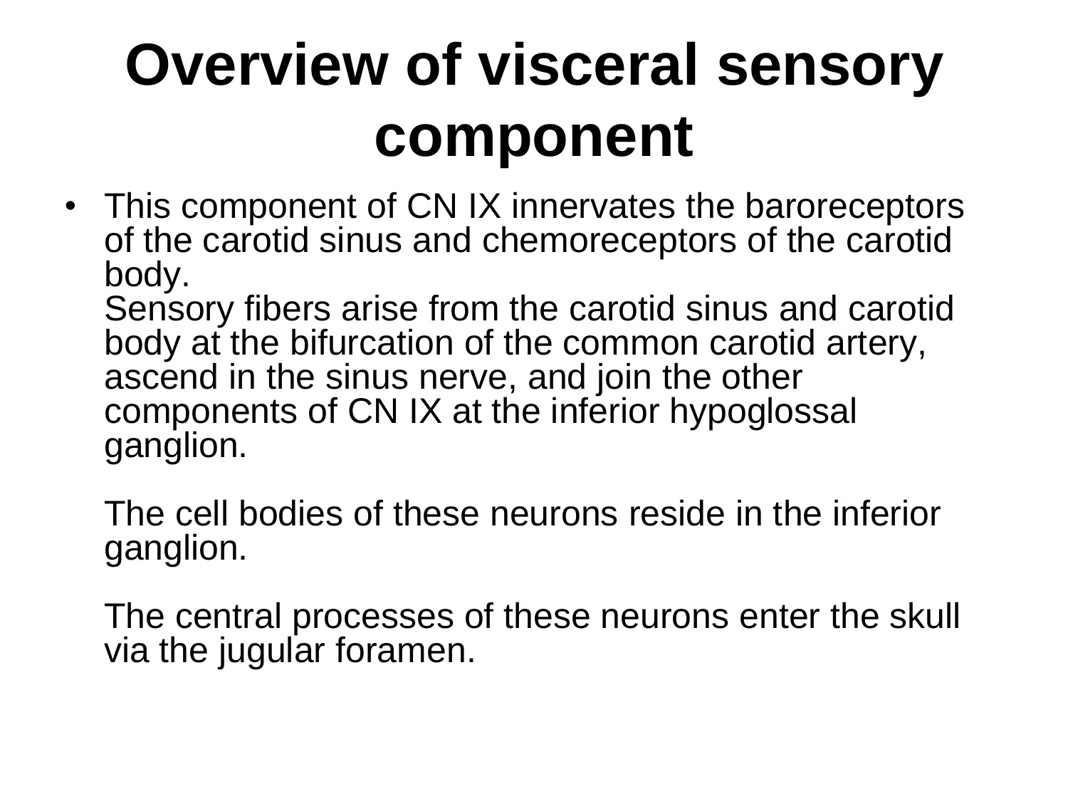# Overview of visceral sensory component

- This component of CN IX innervates the baroreceptors of the carotid sinus and chemoreceptors of the carotid body.
  Sensory fibers arise from the carotid sinus and carotid body at the bifurcation of the common carotid artery, ascend in the sinus nerve, and join the other components of CN IX at the inferior hypoglossal ganglion.

  The cell bodies of these neurons reside in the inferior ganglion.

  The central processes of these neurons enter the skull via the jugular foramen.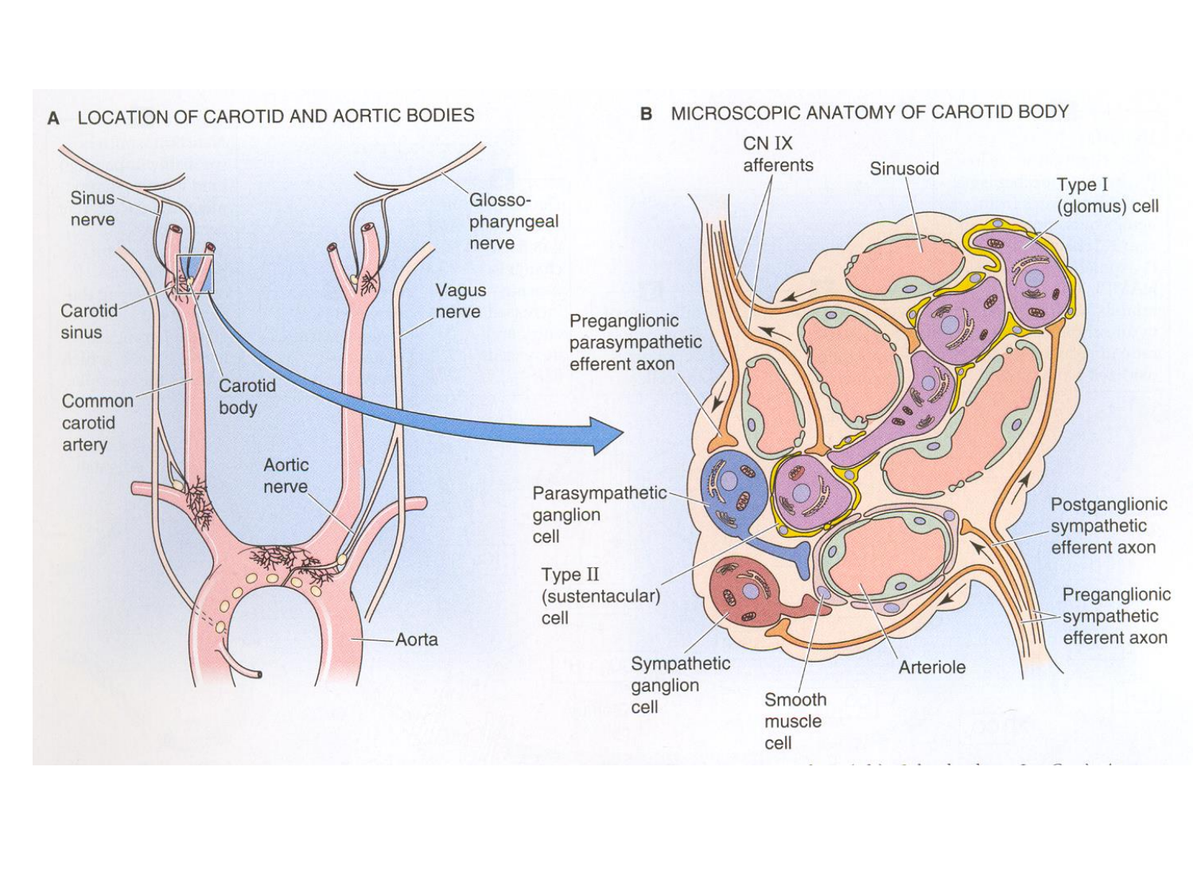**A** LOCATION OF CAROTID AND AORTIC BODIES

Sinus nerve

Glosso-pharyngeal nerve

Carotid sinus

Vagus nerve

Carotid body

Common carotid artery

Aortic nerve

Aorta

**B** MICROSCOPIC ANATOMY OF CAROTID BODY

CN IX afferents

Sinusoid

Type I (glomus) cell

Preganglionic parasympathetic efferent axon

Parasympathetic ganglion cell

Type II (sustentacular) cell

Postganglionic sympathetic efferent axon

Preganglionic sympathetic efferent axon

Sympathetic ganglion cell

Smooth muscle cell

Arteriole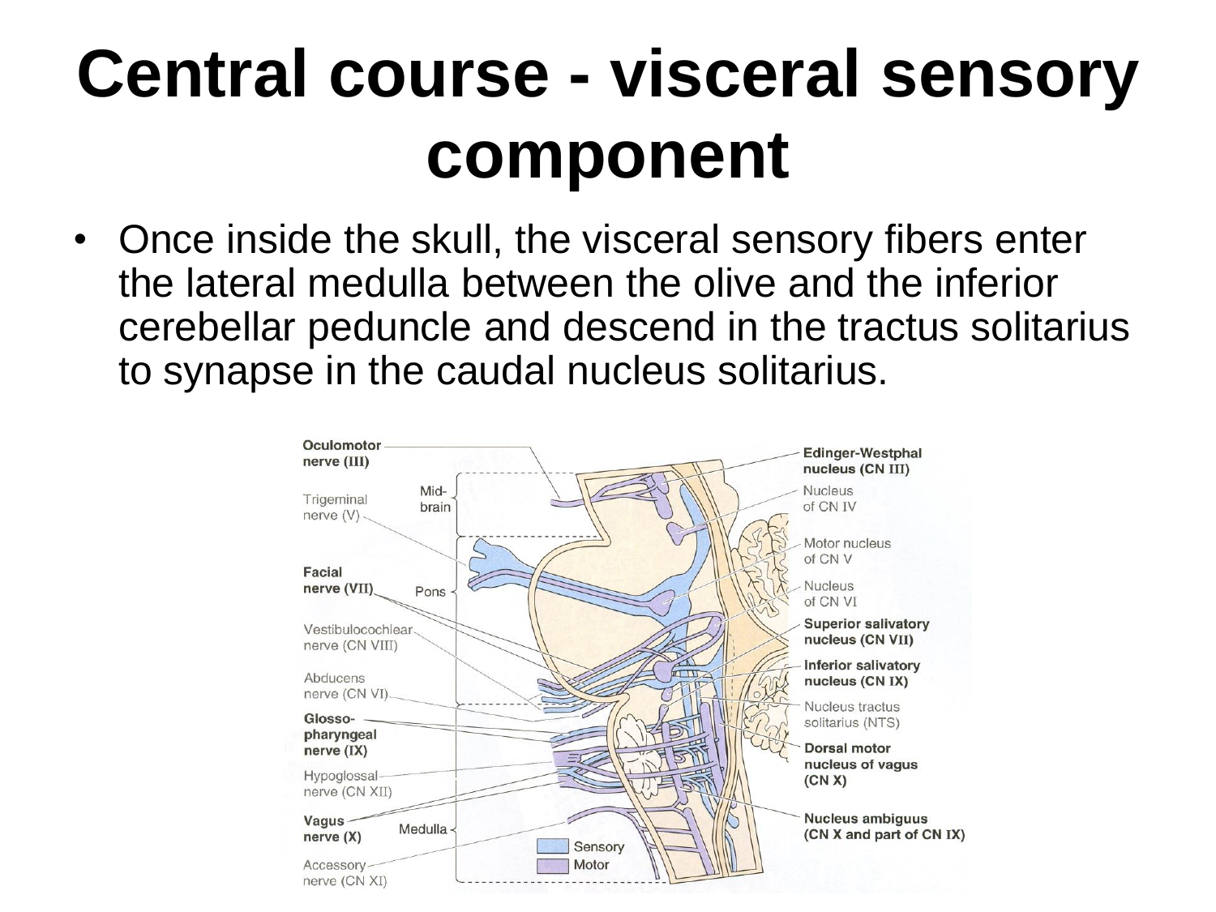# Central course - visceral sensory component

- Once inside the skull, the visceral sensory fibers enter the lateral medulla between the olive and the inferior cerebellar peduncle and descend in the tractus solitarius to synapse in the caudal nucleus solitarius.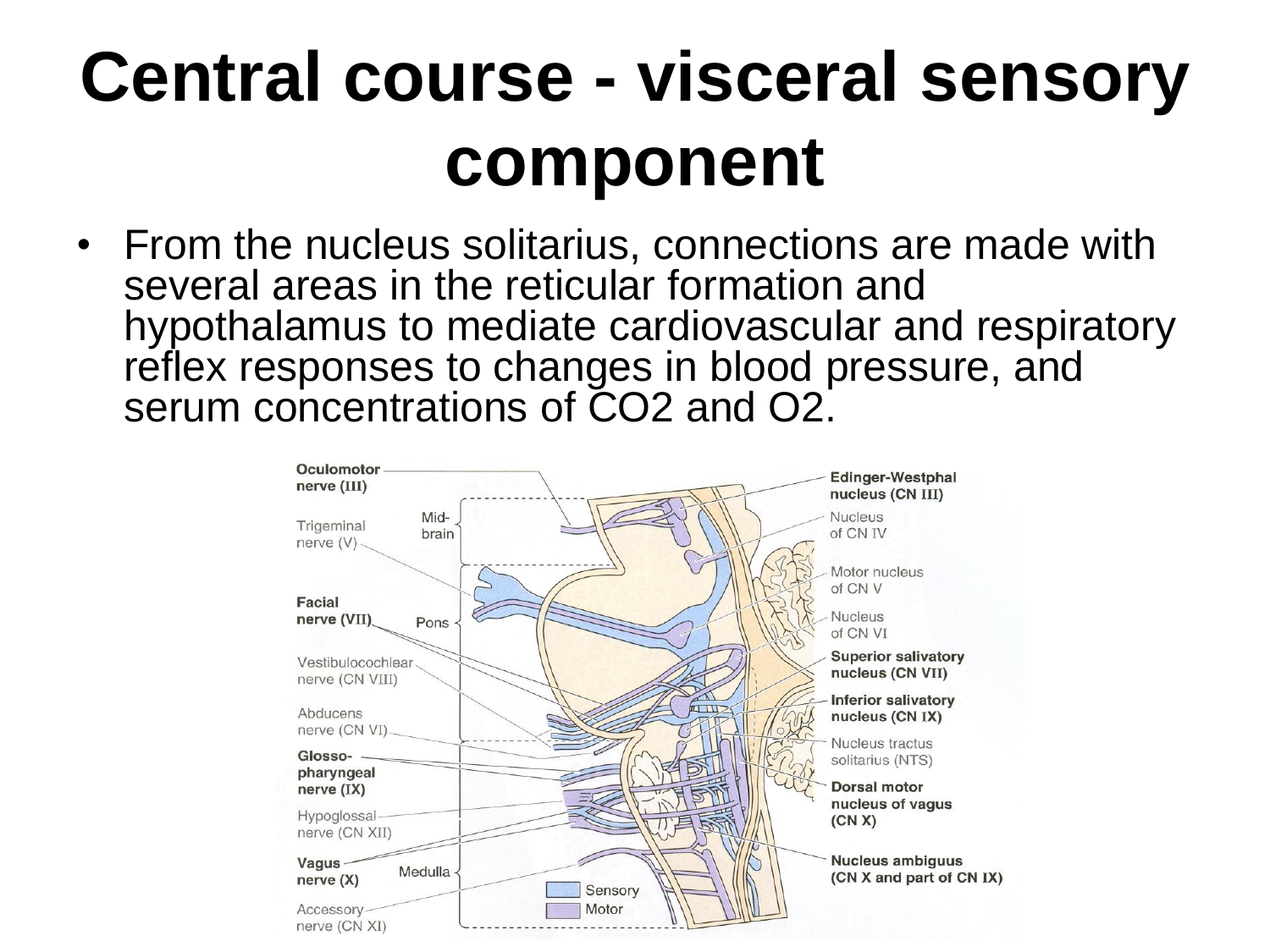# Central course - visceral sensory component

- From the nucleus solitarius, connections are made with several areas in the reticular formation and hypothalamus to mediate cardiovascular and respiratory reflex responses to changes in blood pressure, and serum concentrations of $CO_2$ and $O_2$.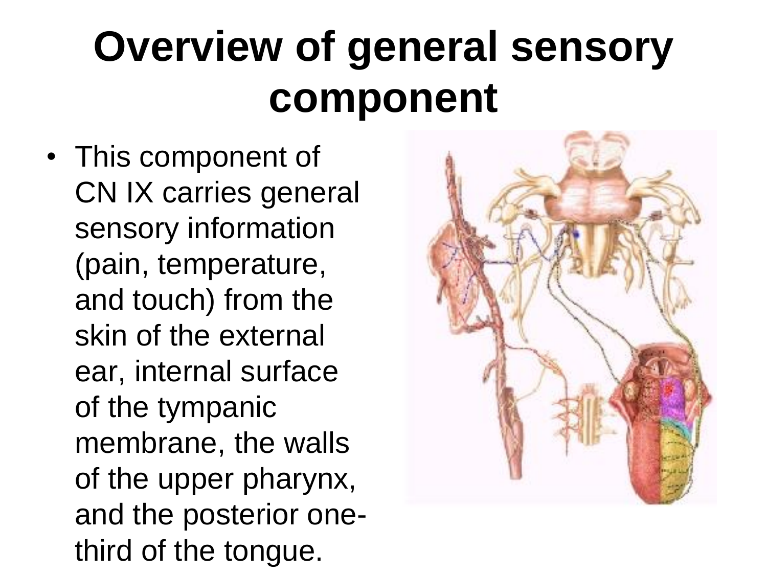# Overview of general sensory component

- This component of CN IX carries general sensory information (pain, temperature, and touch) from the skin of the external ear, internal surface of the tympanic membrane, the walls of the upper pharynx, and the posterior one-third of the tongue.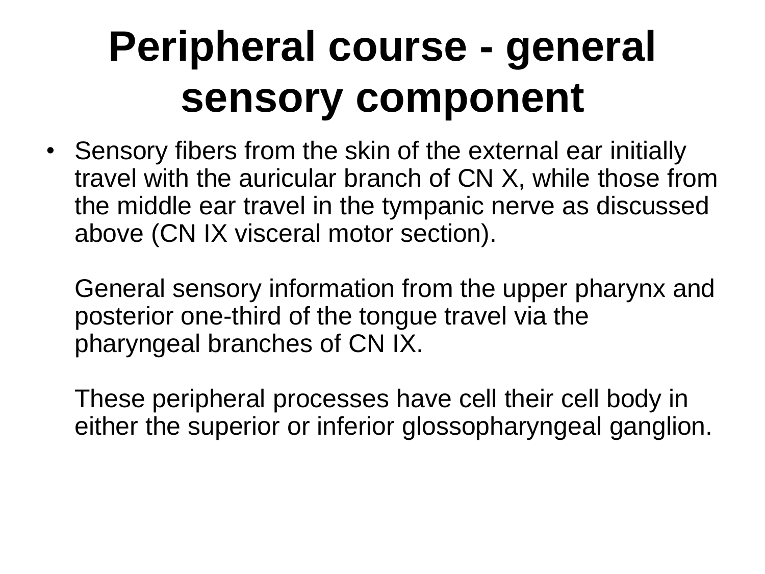# Peripheral course - general sensory component

- Sensory fibers from the skin of the external ear initially travel with the auricular branch of CN X, while those from the middle ear travel in the tympanic nerve as discussed above (CN IX visceral motor section).

  General sensory information from the upper pharynx and posterior one-third of the tongue travel via the pharyngeal branches of CN IX.

  These peripheral processes have cell their cell body in either the superior or inferior glossopharyngeal ganglion.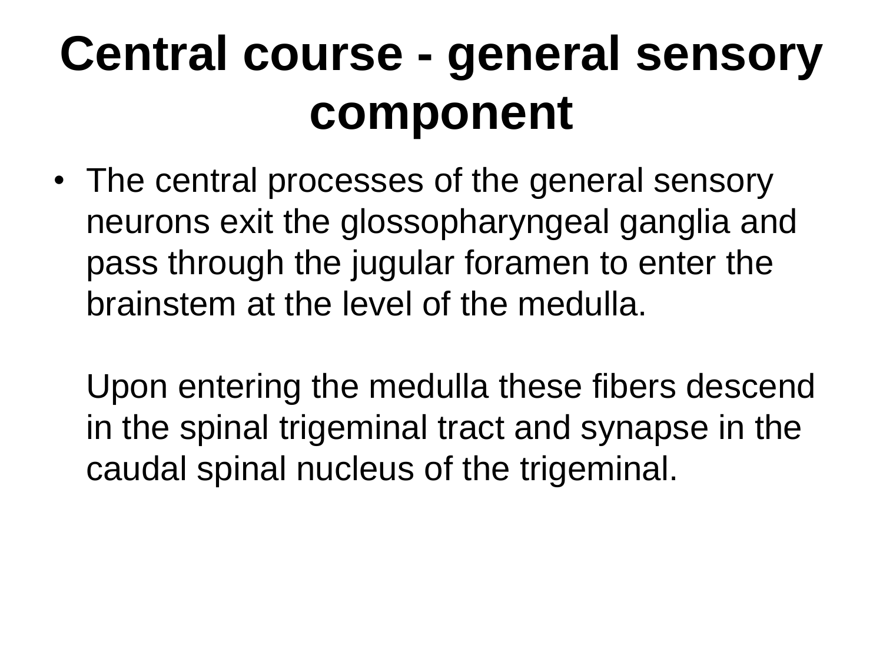# Central course - general sensory component

- The central processes of the general sensory neurons exit the glossopharyngeal ganglia and pass through the jugular foramen to enter the brainstem at the level of the medulla.

  Upon entering the medulla these fibers descend in the spinal trigeminal tract and synapse in the caudal spinal nucleus of the trigeminal.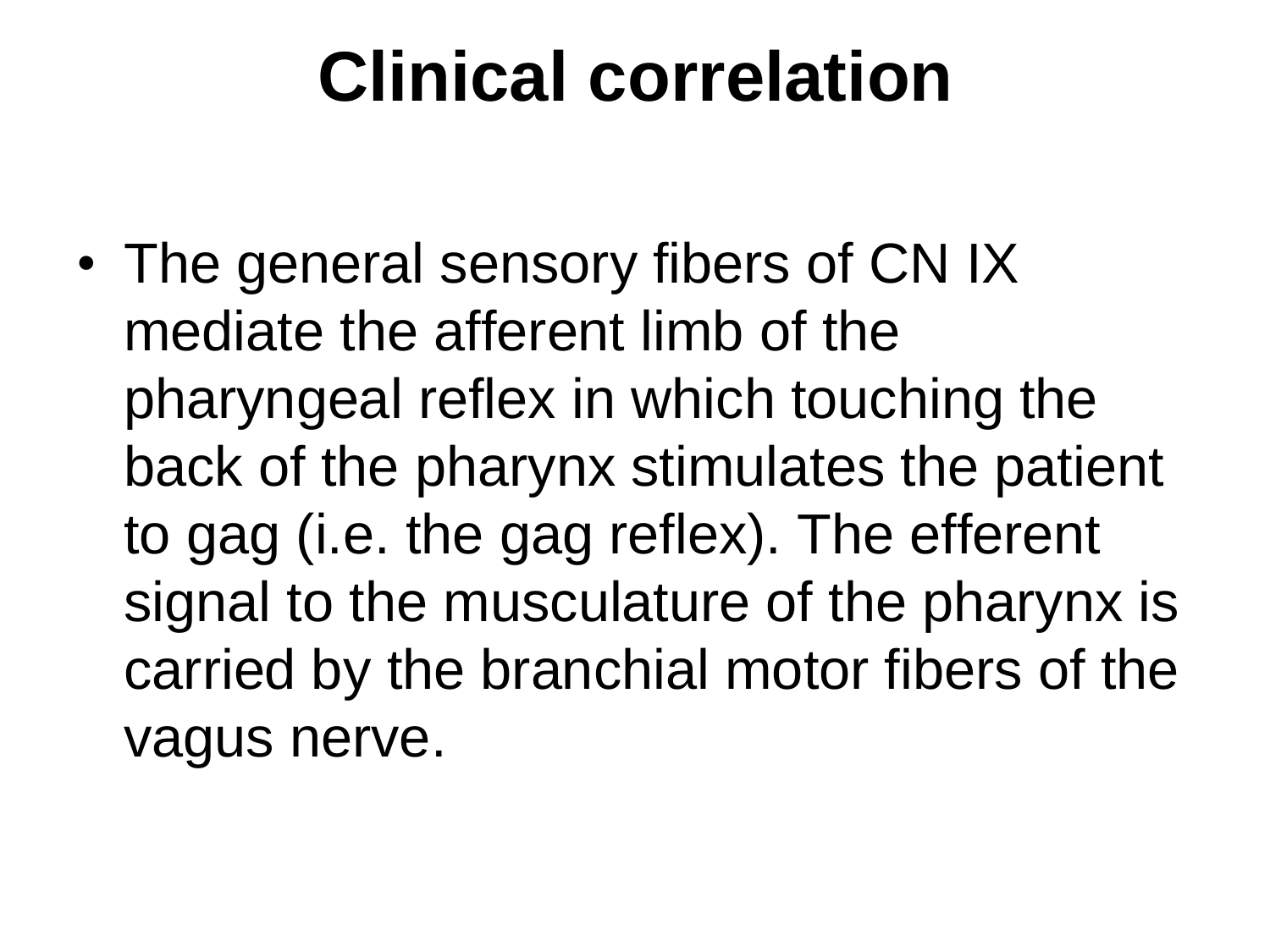# Clinical correlation

- The general sensory fibers of CN IX mediate the afferent limb of the pharyngeal reflex in which touching the back of the pharynx stimulates the patient to gag (i.e. the gag reflex). The efferent signal to the musculature of the pharynx is carried by the branchial motor fibers of the vagus nerve.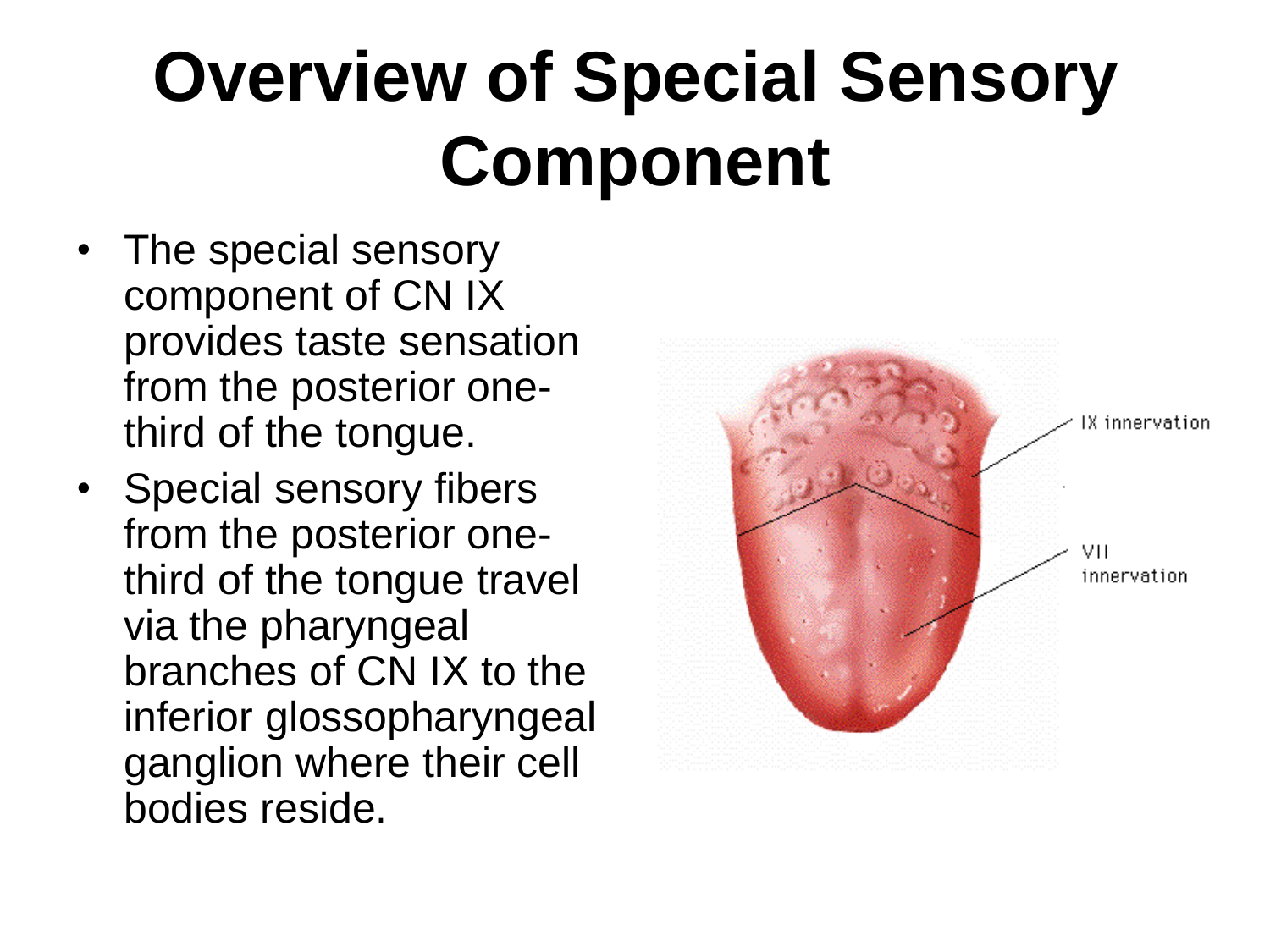# Overview of Special Sensory Component

- The special sensory component of CN IX provides taste sensation from the posterior one-third of the tongue.
- Special sensory fibers from the posterior one-third of the tongue travel via the pharyngeal branches of CN IX to the inferior glossopharyngeal ganglion where their cell bodies reside.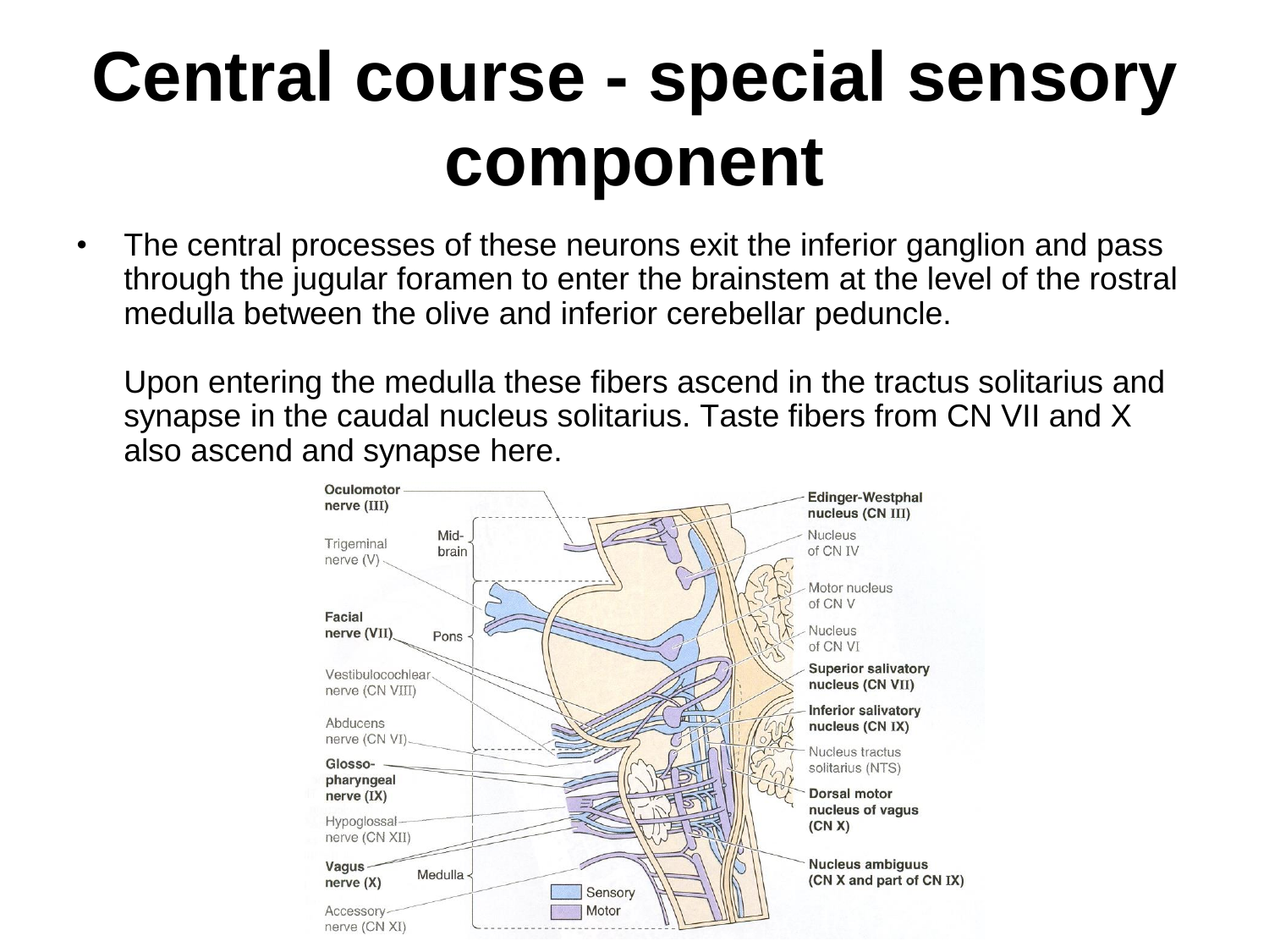# Central course - special sensory component

- The central processes of these neurons exit the inferior ganglion and pass through the jugular foramen to enter the brainstem at the level of the rostral medulla between the olive and inferior cerebellar peduncle.

  Upon entering the medulla these fibers ascend in the tractus solitarius and synapse in the caudal nucleus solitarius. Taste fibers from CN VII and X also ascend and synapse here.

Oculomotor nerve (III)
Trigeminal nerve (V)
Facial nerve (VII)
Vestibulocochlear nerve (CN VIII)
Abducens nerve (CN VI)
Glosso-pharyngeal nerve (IX)
Hypoglossal nerve (CN XII)
Vagus nerve (X)
Accessory nerve (CN XI)
Mid-brain
Pons
Medulla
Sensory
Motor
Edinger-Westphal nucleus (CN III)
Nucleus of CN IV
Motor nucleus of CN V
Nucleus of CN VI
Superior salivatory nucleus (CN VII)
Inferior salivatory nucleus (CN IX)
Nucleus tractus solitarius (NTS)
Dorsal motor nucleus of vagus (CN X)
Nucleus ambiguus (CN X and part of CN IX)